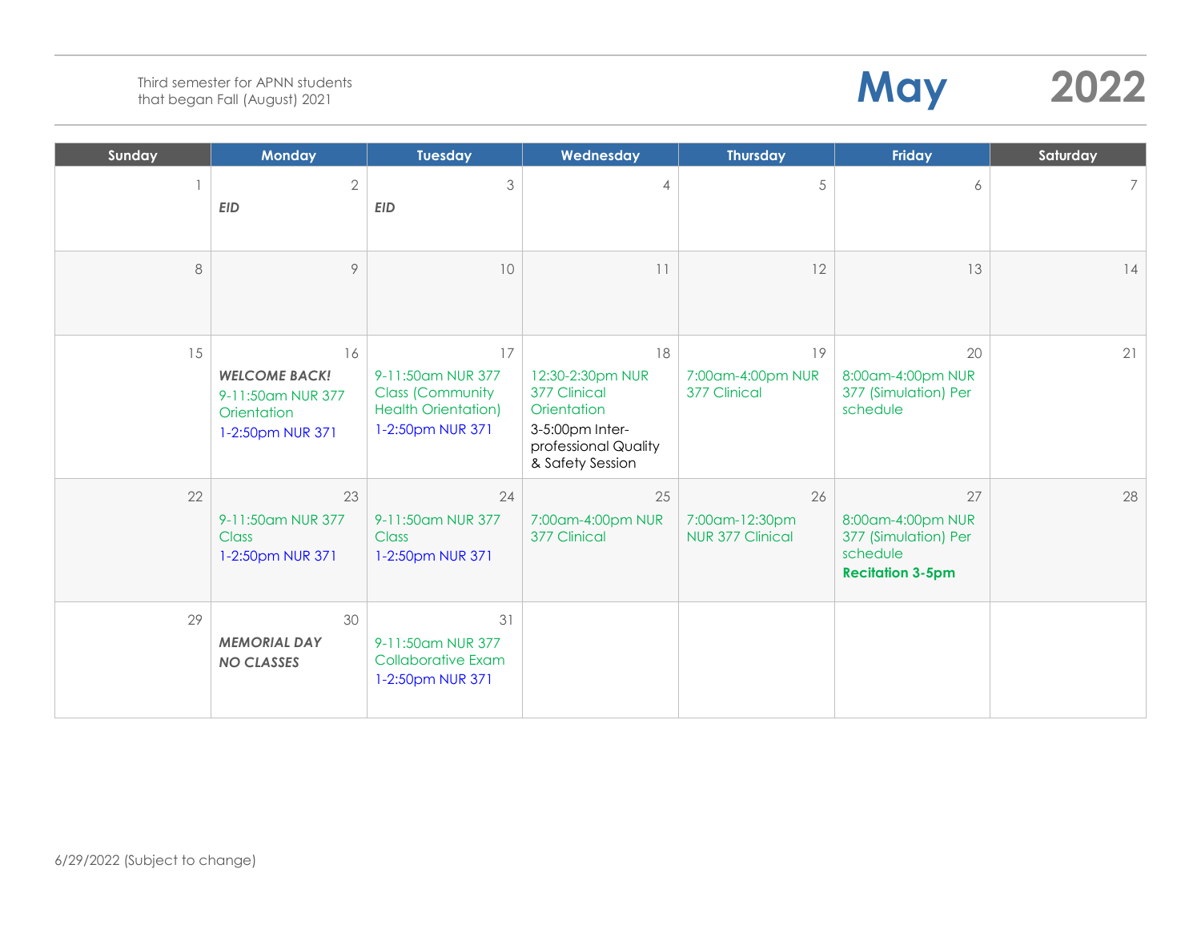Third semester for APNN students that began Fall (August) 2021

# May 2022

| Sunday | Monday | Tuesday | Wednesday | Thursday | Friday | Saturday |
|---|---|---|---|---|---|---|
| 1 | 2<br>***EID*** | 3<br>***EID*** | 4 | 5 | 6 | 7 |
| 8 | 9 | 10 | 11 | 12 | 13 | 14 |
| 15 | 16<br>***WELCOME BACK!***<br>9-11:50am NUR 377 Orientation<br>1-2:50pm NUR 371 | 17<br>9-11:50am NUR 377 Class (Community Health Orientation)<br>1-2:50pm NUR 371 | 18<br>12:30-2:30pm NUR 377 Clinical Orientation<br>3-5:00pm Inter-professional Quality & Safety Session | 19<br>7:00am-4:00pm NUR 377 Clinical | 20<br>8:00am-4:00pm NUR 377 (Simulation) Per schedule | 21 |
| 22 | 23<br>9-11:50am NUR 377 Class<br>1-2:50pm NUR 371 | 24<br>9-11:50am NUR 377 Class<br>1-2:50pm NUR 371 | 25<br>7:00am-4:00pm NUR 377 Clinical | 26<br>7:00am-12:30pm NUR 377 Clinical | 27<br>8:00am-4:00pm NUR 377 (Simulation) Per schedule<br>**Recitation 3-5pm** | 28 |
| 29 | 30<br>***MEMORIAL DAY***<br>***NO CLASSES*** | 31<br>9-11:50am NUR 377 Collaborative Exam<br>1-2:50pm NUR 371 | | | | |

6/29/2022 (Subject to change)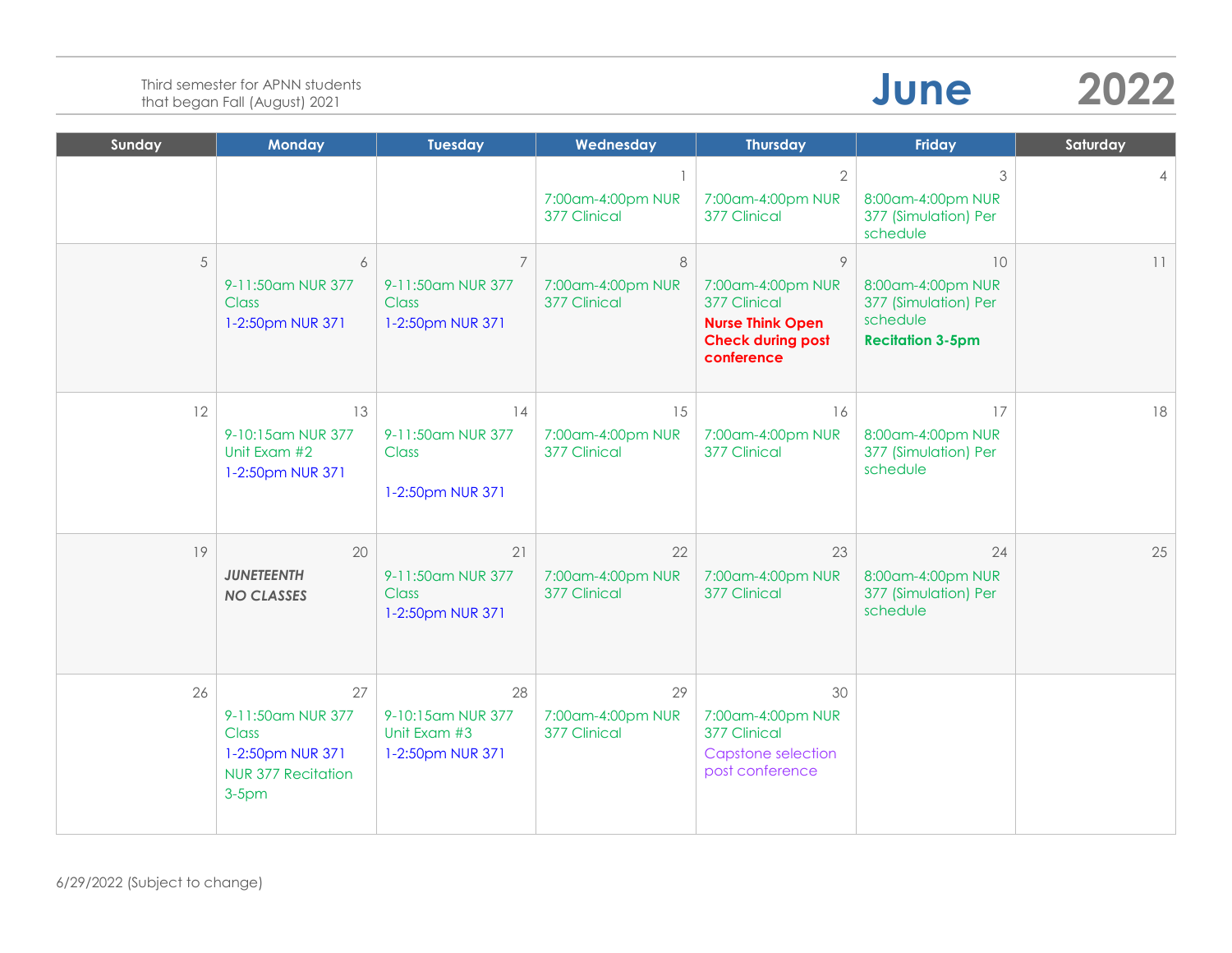Third semester for APNN students that began Fall (August) 2021

# June 2022

| Sunday | Monday | Tuesday | Wednesday | Thursday | Friday | Saturday |
|---|---|---|---|---|---|---|
| | | | 1<br>7:00am-4:00pm NUR 377 Clinical | 2<br>7:00am-4:00pm NUR 377 Clinical | 3<br>8:00am-4:00pm NUR 377 (Simulation) Per schedule | 4 |
| 5 | 6<br>9-11:50am NUR 377 Class<br>1-2:50pm NUR 371 | 7<br>9-11:50am NUR 377 Class<br>1-2:50pm NUR 371 | 8<br>7:00am-4:00pm NUR 377 Clinical | 9<br>7:00am-4:00pm NUR 377 Clinical<br>**Nurse Think Open Check during post conference** | 10<br>8:00am-4:00pm NUR 377 (Simulation) Per schedule<br>**Recitation 3-5pm** | 11 |
| 12 | 13<br>9-10:15am NUR 377 Unit Exam #2<br>1-2:50pm NUR 371 | 14<br>9-11:50am NUR 377 Class<br>1-2:50pm NUR 371 | 15<br>7:00am-4:00pm NUR 377 Clinical | 16<br>7:00am-4:00pm NUR 377 Clinical | 17<br>8:00am-4:00pm NUR 377 (Simulation) Per schedule | 18 |
| 19 | 20<br>***JUNETEENTH NO CLASSES*** | 21<br>9-11:50am NUR 377 Class<br>1-2:50pm NUR 371 | 22<br>7:00am-4:00pm NUR 377 Clinical | 23<br>7:00am-4:00pm NUR 377 Clinical | 24<br>8:00am-4:00pm NUR 377 (Simulation) Per schedule | 25 |
| 26 | 27<br>9-11:50am NUR 377 Class<br>1-2:50pm NUR 371<br>NUR 377 Recitation 3-5pm | 28<br>9-10:15am NUR 377 Unit Exam #3<br>1-2:50pm NUR 371 | 29<br>7:00am-4:00pm NUR 377 Clinical | 30<br>7:00am-4:00pm NUR 377 Clinical<br>Capstone selection post conference | | |

6/29/2022 (Subject to change)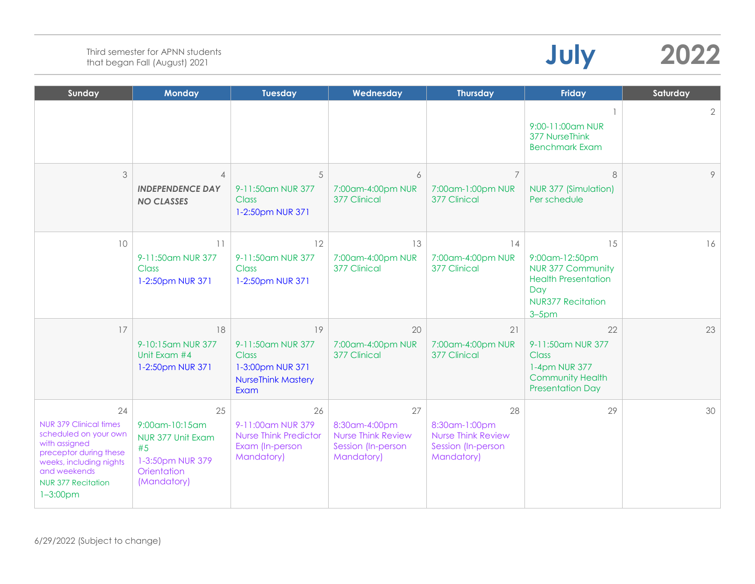Third semester for APNN students
that began Fall (August) 2021

# July 2022

| Sunday | Monday | Tuesday | Wednesday | Thursday | Friday | Saturday |
|---|---|---|---|---|---|---|
| | | | | | 1<br>9:00-11:00am NUR 377 NurseThink Benchmark Exam | 2 |
| 3 | 4<br>***INDEPENDENCE DAY NO CLASSES*** | 5<br>9-11:50am NUR 377 Class<br>1-2:50pm NUR 371 | 6<br>7:00am-4:00pm NUR 377 Clinical | 7<br>7:00am-1:00pm NUR 377 Clinical | 8<br>NUR 377 (Simulation) Per schedule | 9 |
| 10 | 11<br>9-11:50am NUR 377 Class<br>1-2:50pm NUR 371 | 12<br>9-11:50am NUR 377 Class<br>1-2:50pm NUR 371 | 13<br>7:00am-4:00pm NUR 377 Clinical | 14<br>7:00am-4:00pm NUR 377 Clinical | 15<br>9:00am-12:50pm NUR 377 Community Health Presentation Day<br>NUR377 Recitation 3–5pm | 16 |
| 17 | 18<br>9-10:15am NUR 377 Unit Exam #4<br>1-2:50pm NUR 371 | 19<br>9-11:50am NUR 377 Class<br>1-3:00pm NUR 371 NurseThink Mastery Exam | 20<br>7:00am-4:00pm NUR 377 Clinical | 21<br>7:00am-4:00pm NUR 377 Clinical | 22<br>9-11:50am NUR 377 Class<br>1-4pm NUR 377 Community Health Presentation Day | 23 |
| 24<br>NUR 379 Clinical times scheduled on your own with assigned preceptor during these weeks, including nights and weekends<br>NUR 377 Recitation 1–3:00pm | 25<br>9:00am-10:15am NUR 377 Unit Exam #5<br>1-3:50pm NUR 379 Orientation (Mandatory) | 26<br>9-11:00am NUR 379 Nurse Think Predictor Exam (In-person Mandatory) | 27<br>8:30am-4:00pm Nurse Think Review Session (In-person Mandatory) | 28<br>8:30am-1:00pm Nurse Think Review Session (In-person Mandatory) | 29 | 30 |

6/29/2022 (Subject to change)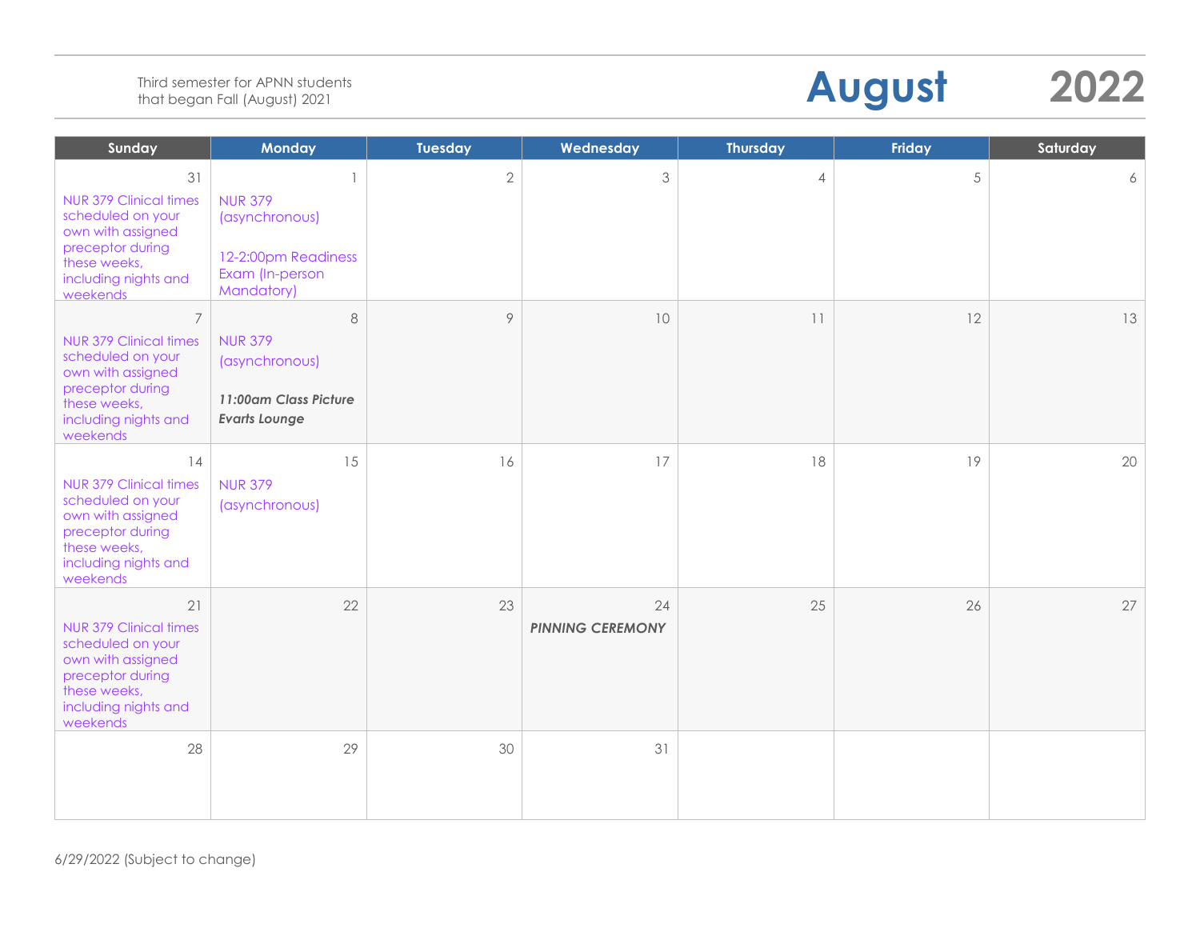Third semester for APNN students that began Fall (August) 2021

# August 2022

| Sunday | Monday | Tuesday | Wednesday | Thursday | Friday | Saturday |
|---|---|---|---|---|---|---|
| 31 NUR 379 Clinical times scheduled on your own with assigned preceptor during these weeks, including nights and weekends | 1 NUR 379 (asynchronous) 12-2:00pm Readiness Exam (In-person Mandatory) | 2 | 3 | 4 | 5 | 6 |
| 7 NUR 379 Clinical times scheduled on your own with assigned preceptor during these weeks, including nights and weekends | 8 NUR 379 (asynchronous) ***11:00am Class Picture Evarts Lounge*** | 9 | 10 | 11 | 12 | 13 |
| 14 NUR 379 Clinical times scheduled on your own with assigned preceptor during these weeks, including nights and weekends | 15 NUR 379 (asynchronous) | 16 | 17 | 18 | 19 | 20 |
| 21 NUR 379 Clinical times scheduled on your own with assigned preceptor during these weeks, including nights and weekends | 22 | 23 | 24 ***PINNING CEREMONY*** | 25 | 26 | 27 |
| 28 | 29 | 30 | 31 | | | |

6/29/2022 (Subject to change)